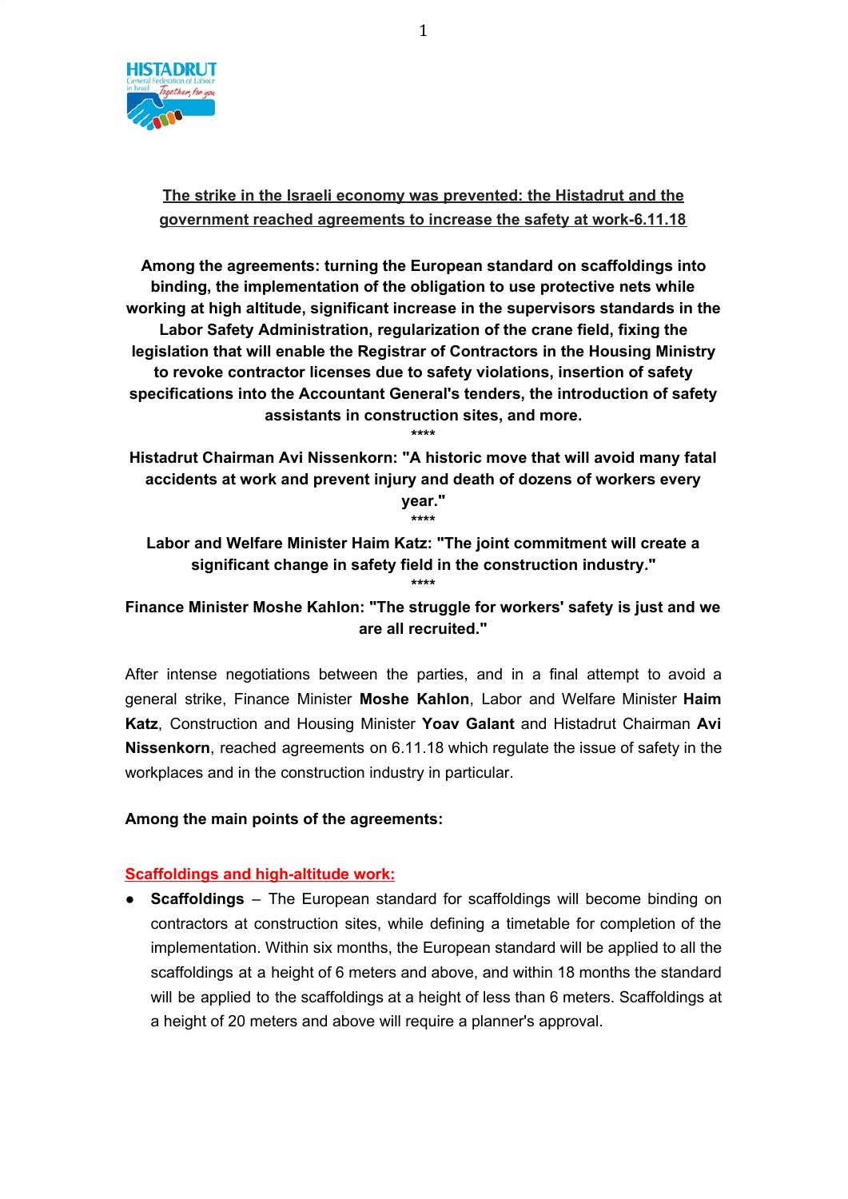## The strike in the Israeli economy was prevented: the Histadrut and the government reached agreements to increase the safety at work-6.11.18

**Among the agreements: turning the European standard on scaffoldings into binding, the implementation of the obligation to use protective nets while working at high altitude, significant increase in the supervisors standards in the Labor Safety Administration, regularization of the crane field, fixing the legislation that will enable the Registrar of Contractors in the Housing Ministry to revoke contractor licenses due to safety violations, insertion of safety specifications into the Accountant General's tenders, the introduction of safety assistants in construction sites, and more.**

****

**Histadrut Chairman Avi Nissenkorn: "A historic move that will avoid many fatal accidents at work and prevent injury and death of dozens of workers every year."**

****

**Labor and Welfare Minister Haim Katz: "The joint commitment will create a significant change in safety field in the construction industry."**

****

**Finance Minister Moshe Kahlon: "The struggle for workers' safety is just and we are all recruited."**

After intense negotiations between the parties, and in a final attempt to avoid a general strike, Finance Minister **Moshe Kahlon**, Labor and Welfare Minister **Haim Katz**, Construction and Housing Minister **Yoav Galant** and Histadrut Chairman **Avi Nissenkorn**, reached agreements on 6.11.18 which regulate the issue of safety in the workplaces and in the construction industry in particular.

**Among the main points of the agreements:**

### Scaffoldings and high-altitude work:

- **Scaffoldings** – The European standard for scaffoldings will become binding on contractors at construction sites, while defining a timetable for completion of the implementation. Within six months, the European standard will be applied to all the scaffoldings at a height of 6 meters and above, and within 18 months the standard will be applied to the scaffoldings at a height of less than 6 meters. Scaffoldings at a height of 20 meters and above will require a planner's approval.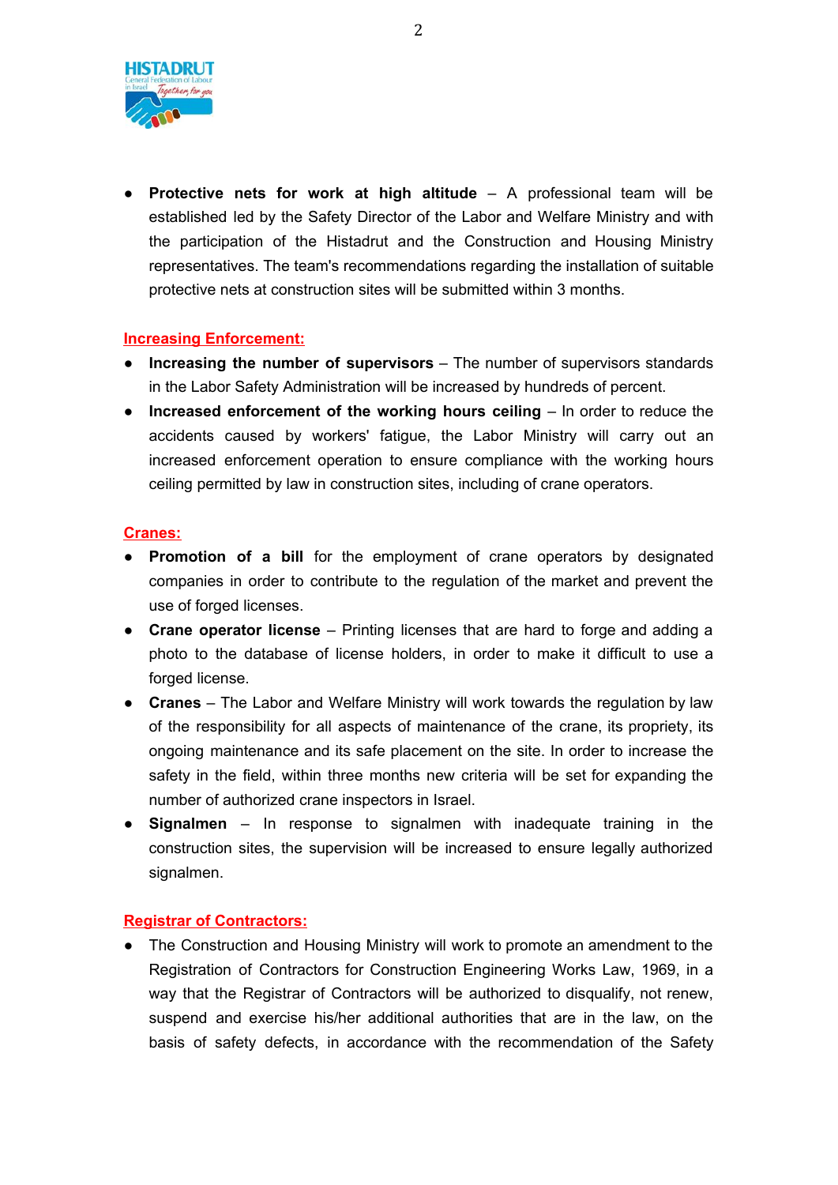- **Protective nets for work at high altitude** – A professional team will be established led by the Safety Director of the Labor and Welfare Ministry and with the participation of the Histadrut and the Construction and Housing Ministry representatives. The team's recommendations regarding the installation of suitable protective nets at construction sites will be submitted within 3 months.

**Increasing Enforcement:**

- **Increasing the number of supervisors** – The number of supervisors standards in the Labor Safety Administration will be increased by hundreds of percent.
- **Increased enforcement of the working hours ceiling** – In order to reduce the accidents caused by workers' fatigue, the Labor Ministry will carry out an increased enforcement operation to ensure compliance with the working hours ceiling permitted by law in construction sites, including of crane operators.

**Cranes:**

- **Promotion of a bill** for the employment of crane operators by designated companies in order to contribute to the regulation of the market and prevent the use of forged licenses.
- **Crane operator license** – Printing licenses that are hard to forge and adding a photo to the database of license holders, in order to make it difficult to use a forged license.
- **Cranes** – The Labor and Welfare Ministry will work towards the regulation by law of the responsibility for all aspects of maintenance of the crane, its propriety, its ongoing maintenance and its safe placement on the site. In order to increase the safety in the field, within three months new criteria will be set for expanding the number of authorized crane inspectors in Israel.
- **Signalmen** – In response to signalmen with inadequate training in the construction sites, the supervision will be increased to ensure legally authorized signalmen.

**Registrar of Contractors:**

- The Construction and Housing Ministry will work to promote an amendment to the Registration of Contractors for Construction Engineering Works Law, 1969, in a way that the Registrar of Contractors will be authorized to disqualify, not renew, suspend and exercise his/her additional authorities that are in the law, on the basis of safety defects, in accordance with the recommendation of the Safety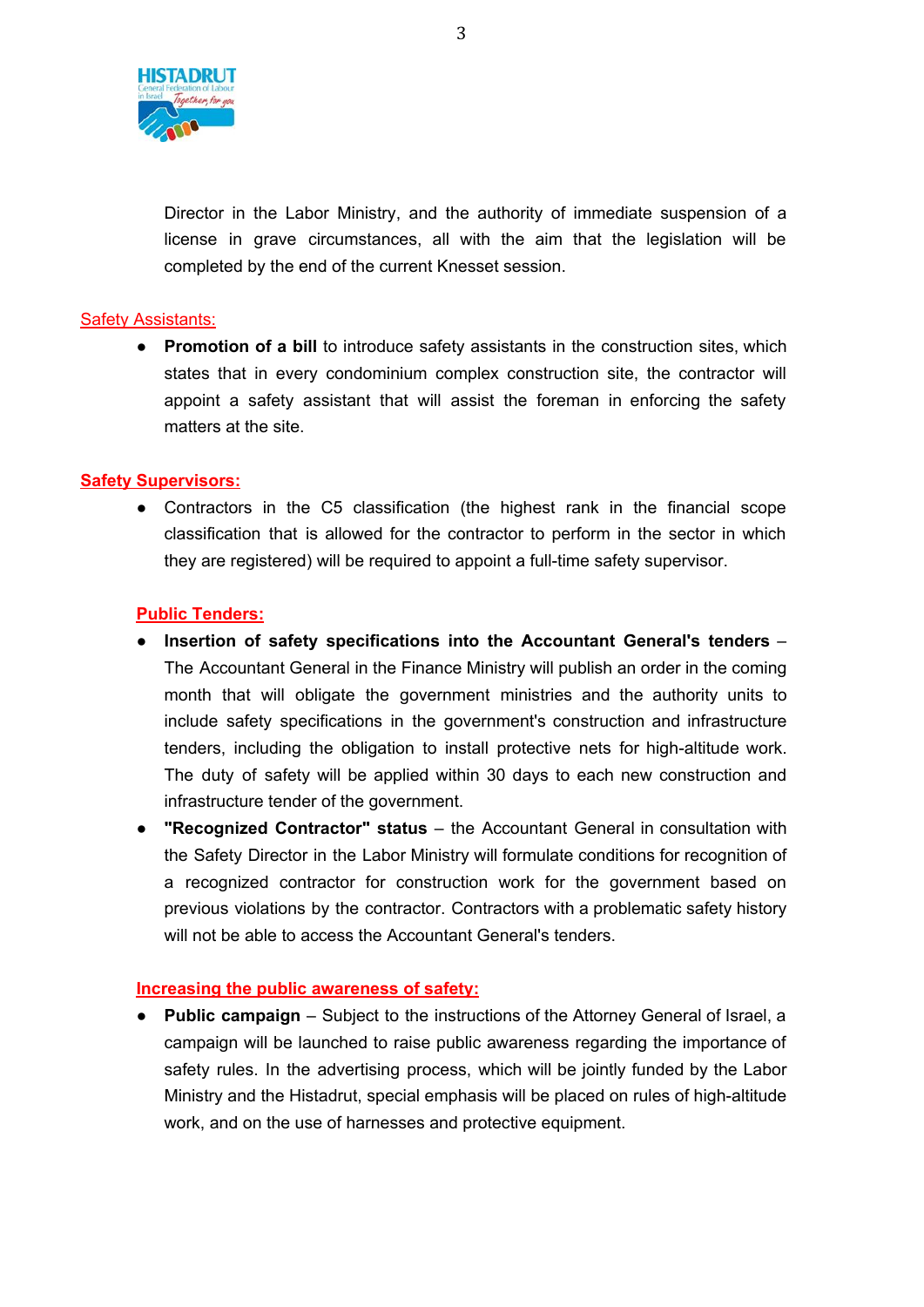Director in the Labor Ministry, and the authority of immediate suspension of a license in grave circumstances, all with the aim that the legislation will be completed by the end of the current Knesset session.

Safety Assistants:

- **Promotion of a bill** to introduce safety assistants in the construction sites, which states that in every condominium complex construction site, the contractor will appoint a safety assistant that will assist the foreman in enforcing the safety matters at the site.

**Safety Supervisors:**

- Contractors in the C5 classification (the highest rank in the financial scope classification that is allowed for the contractor to perform in the sector in which they are registered) will be required to appoint a full-time safety supervisor.

**Public Tenders:**

- **Insertion of safety specifications into the Accountant General's tenders** – The Accountant General in the Finance Ministry will publish an order in the coming month that will obligate the government ministries and the authority units to include safety specifications in the government's construction and infrastructure tenders, including the obligation to install protective nets for high-altitude work. The duty of safety will be applied within 30 days to each new construction and infrastructure tender of the government.
- **"Recognized Contractor" status** – the Accountant General in consultation with the Safety Director in the Labor Ministry will formulate conditions for recognition of a recognized contractor for construction work for the government based on previous violations by the contractor. Contractors with a problematic safety history will not be able to access the Accountant General's tenders.

**Increasing the public awareness of safety:**

- **Public campaign** – Subject to the instructions of the Attorney General of Israel, a campaign will be launched to raise public awareness regarding the importance of safety rules. In the advertising process, which will be jointly funded by the Labor Ministry and the Histadrut, special emphasis will be placed on rules of high-altitude work, and on the use of harnesses and protective equipment.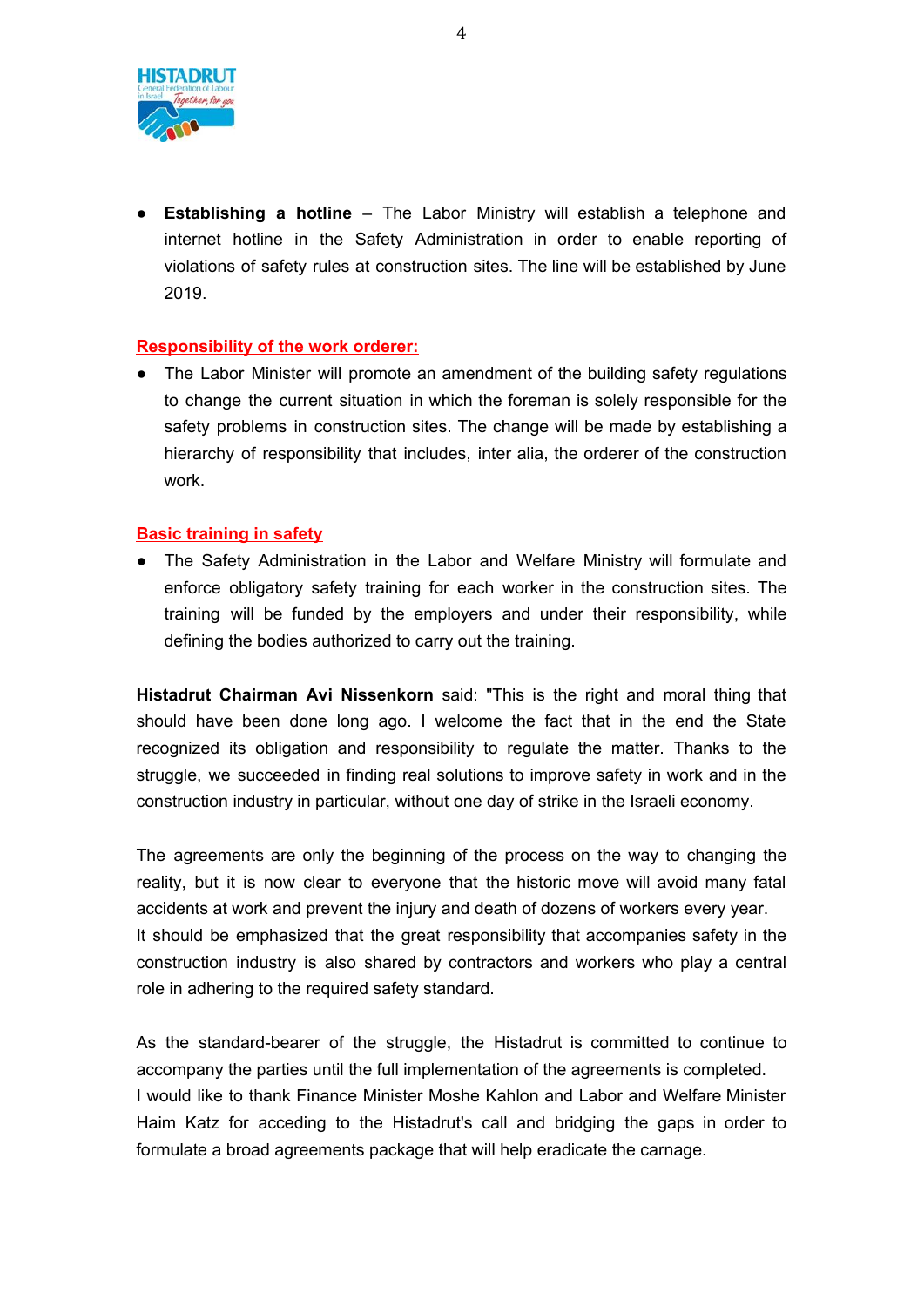- **Establishing a hotline** – The Labor Ministry will establish a telephone and internet hotline in the Safety Administration in order to enable reporting of violations of safety rules at construction sites. The line will be established by June 2019.

**Responsibility of the work orderer:**

- The Labor Minister will promote an amendment of the building safety regulations to change the current situation in which the foreman is solely responsible for the safety problems in construction sites. The change will be made by establishing a hierarchy of responsibility that includes, inter alia, the orderer of the construction work.

**Basic training in safety**

- The Safety Administration in the Labor and Welfare Ministry will formulate and enforce obligatory safety training for each worker in the construction sites. The training will be funded by the employers and under their responsibility, while defining the bodies authorized to carry out the training.

**Histadrut Chairman Avi Nissenkorn** said: "This is the right and moral thing that should have been done long ago. I welcome the fact that in the end the State recognized its obligation and responsibility to regulate the matter. Thanks to the struggle, we succeeded in finding real solutions to improve safety in work and in the construction industry in particular, without one day of strike in the Israeli economy.

The agreements are only the beginning of the process on the way to changing the reality, but it is now clear to everyone that the historic move will avoid many fatal accidents at work and prevent the injury and death of dozens of workers every year.
It should be emphasized that the great responsibility that accompanies safety in the construction industry is also shared by contractors and workers who play a central role in adhering to the required safety standard.

As the standard-bearer of the struggle, the Histadrut is committed to continue to accompany the parties until the full implementation of the agreements is completed.
I would like to thank Finance Minister Moshe Kahlon and Labor and Welfare Minister Haim Katz for acceding to the Histadrut's call and bridging the gaps in order to formulate a broad agreements package that will help eradicate the carnage.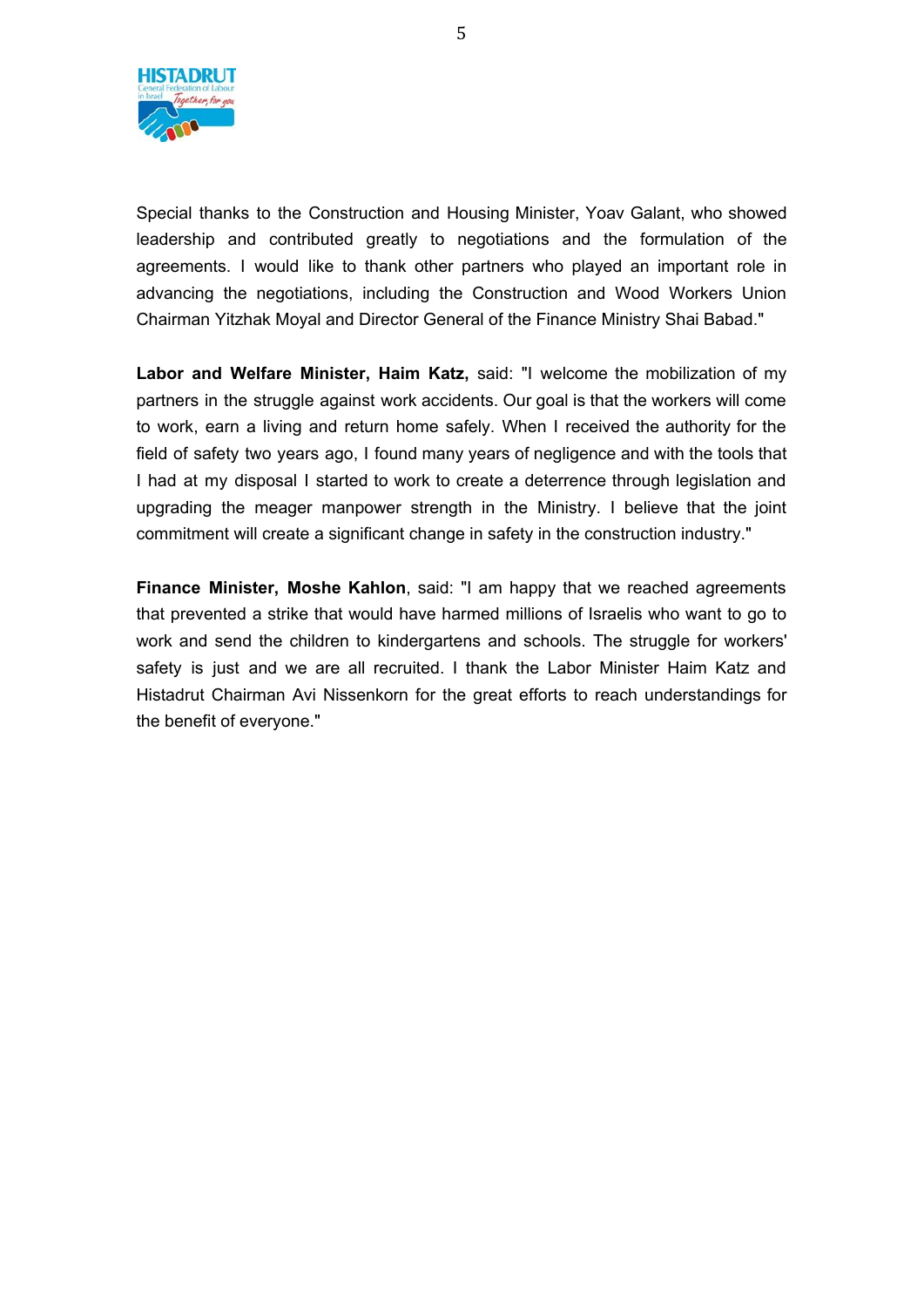Special thanks to the Construction and Housing Minister, Yoav Galant, who showed leadership and contributed greatly to negotiations and the formulation of the agreements. I would like to thank other partners who played an important role in advancing the negotiations, including the Construction and Wood Workers Union Chairman Yitzhak Moyal and Director General of the Finance Ministry Shai Babad."

**Labor and Welfare Minister, Haim Katz,** said: "I welcome the mobilization of my partners in the struggle against work accidents. Our goal is that the workers will come to work, earn a living and return home safely. When I received the authority for the field of safety two years ago, I found many years of negligence and with the tools that I had at my disposal I started to work to create a deterrence through legislation and upgrading the meager manpower strength in the Ministry. I believe that the joint commitment will create a significant change in safety in the construction industry."

**Finance Minister, Moshe Kahlon**, said: "I am happy that we reached agreements that prevented a strike that would have harmed millions of Israelis who want to go to work and send the children to kindergartens and schools. The struggle for workers' safety is just and we are all recruited. I thank the Labor Minister Haim Katz and Histadrut Chairman Avi Nissenkorn for the great efforts to reach understandings for the benefit of everyone."